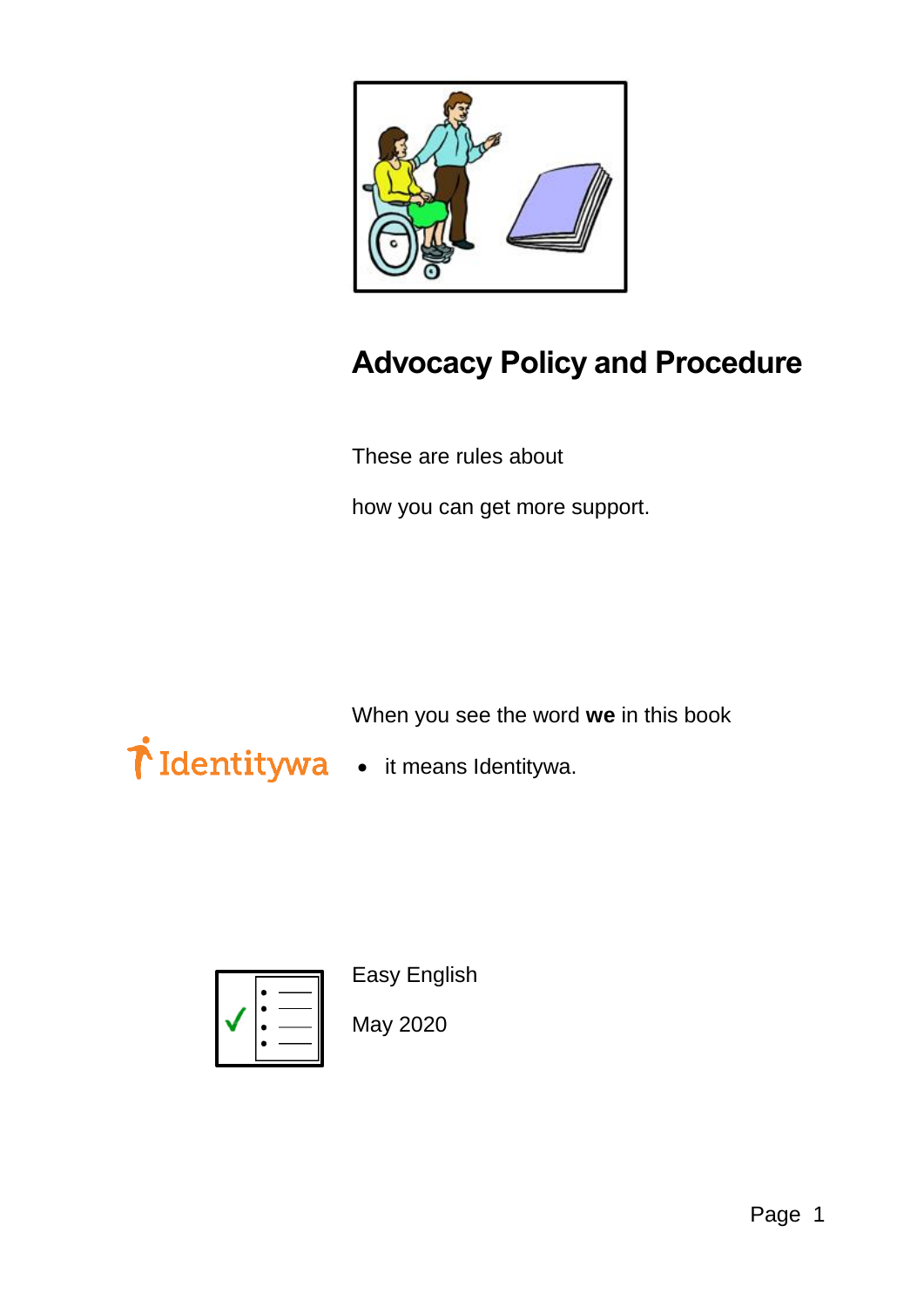# Advocacy Policy and Procedure

These are rules about

how you can get more support.

When you see the word **we** in this book

- it means Identitywa.

Easy English

May 2020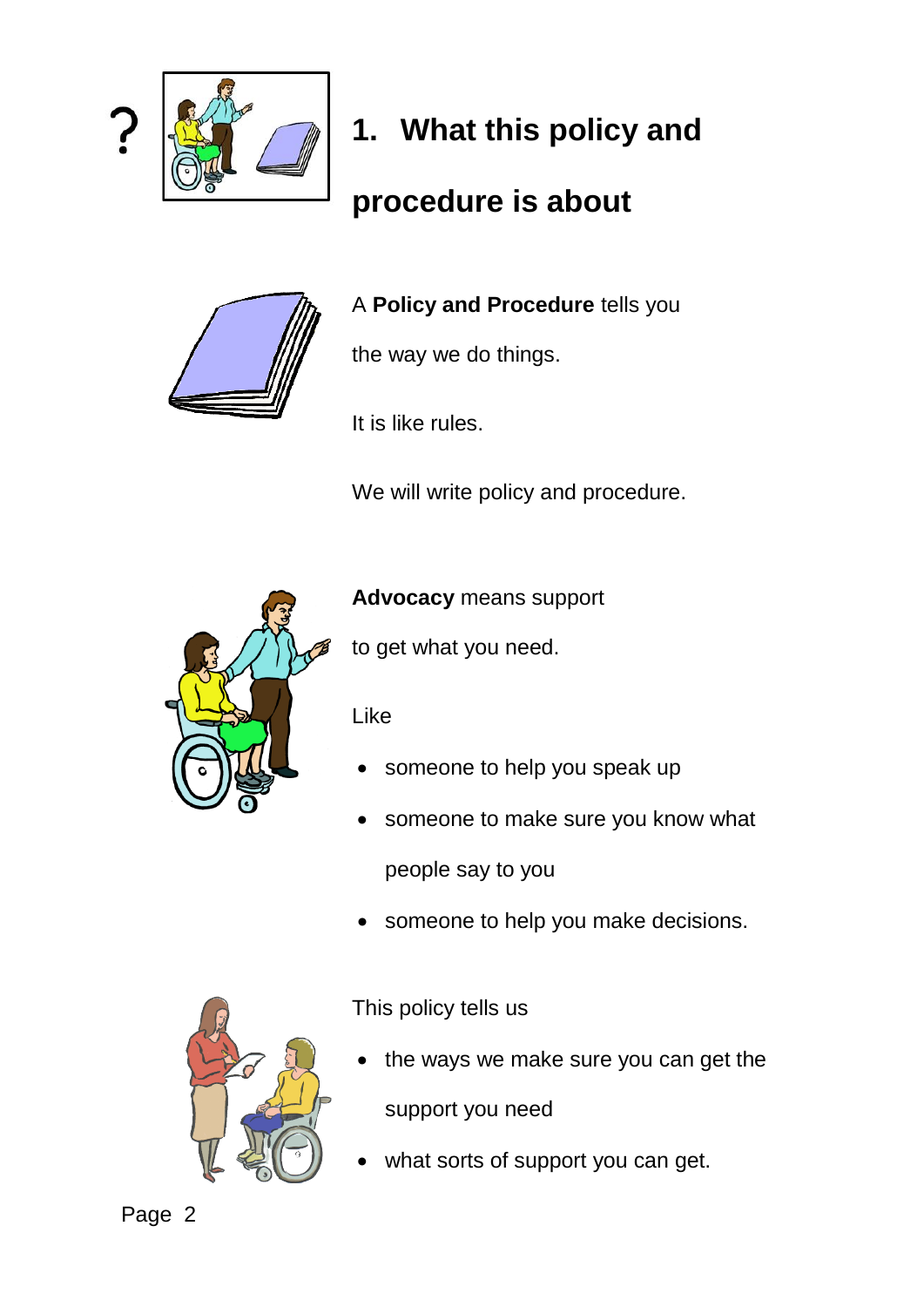## 1. What this policy and procedure is about

A **Policy and Procedure** tells you the way we do things.

It is like rules.

We will write policy and procedure.

**Advocacy** means support to get what you need.

Like

- someone to help you speak up
- someone to make sure you know what people say to you
- someone to help you make decisions.

This policy tells us

- the ways we make sure you can get the support you need
- what sorts of support you can get.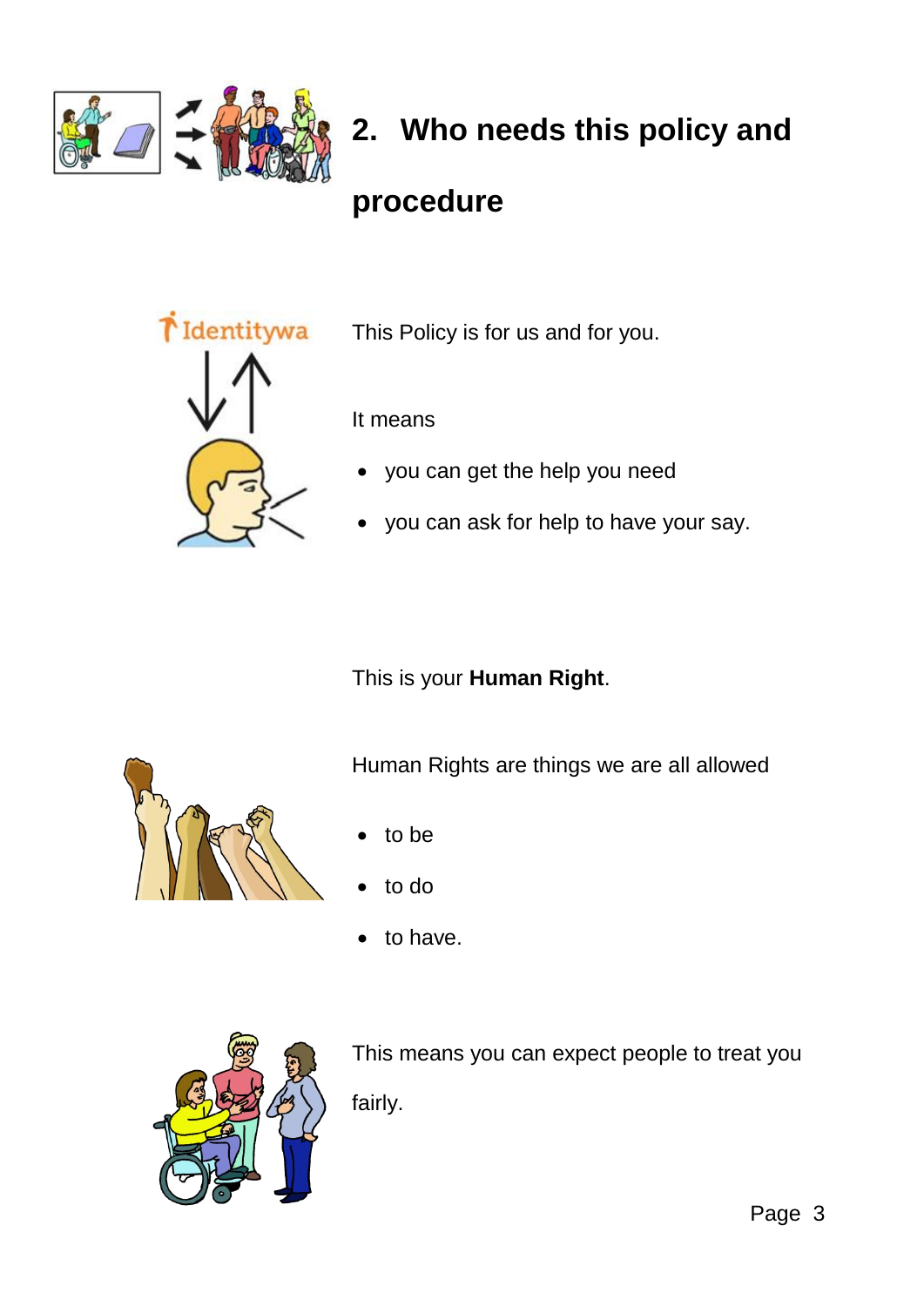## 2. Who needs this policy and procedure

This Policy is for us and for you.

It means

- you can get the help you need
- you can ask for help to have your say.

This is your **Human Right**.

Human Rights are things we are all allowed

- to be
- to do
- to have.

This means you can expect people to treat you fairly.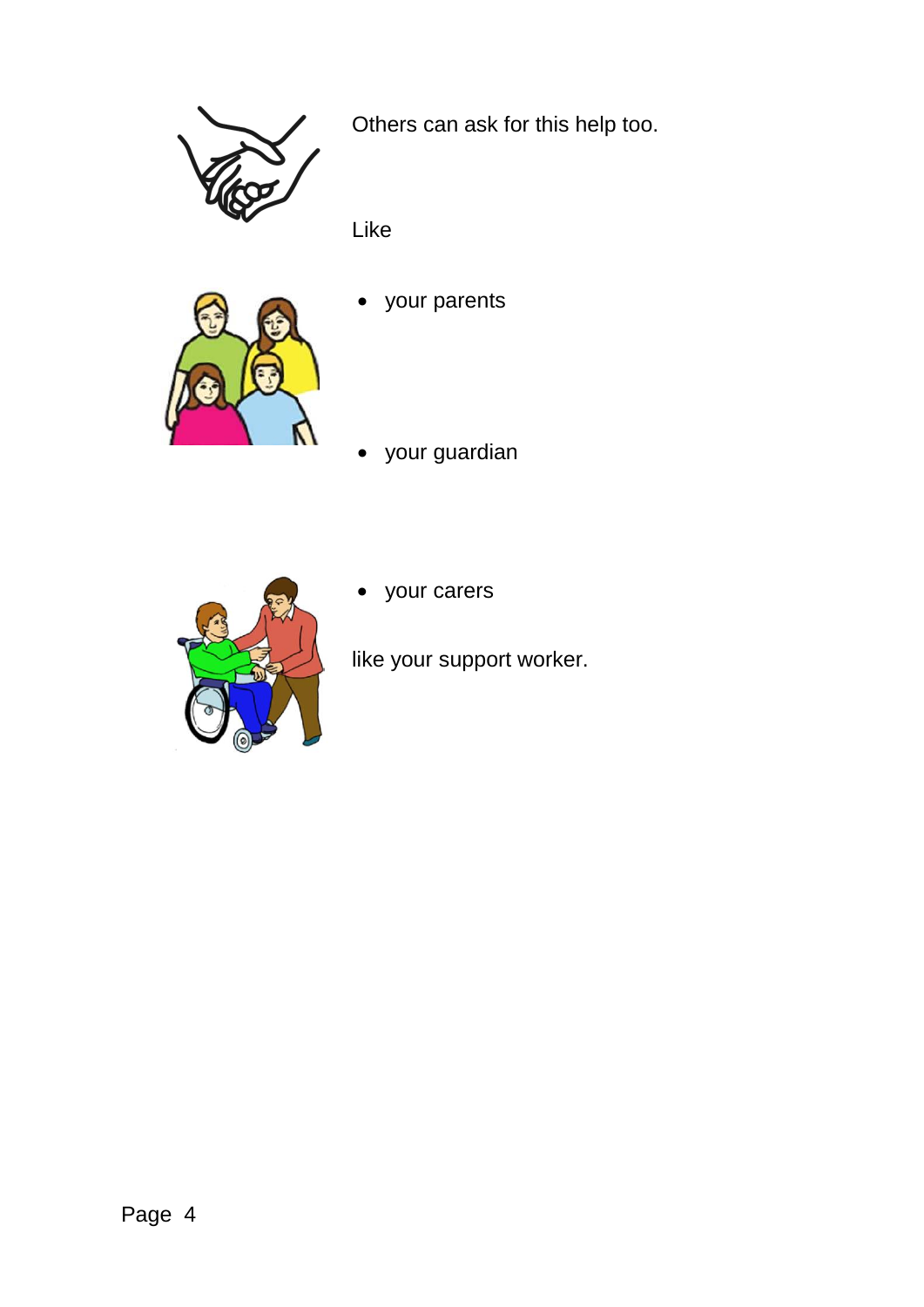Others can ask for this help too.

Like

- your parents

- your guardian

- your carers

like your support worker.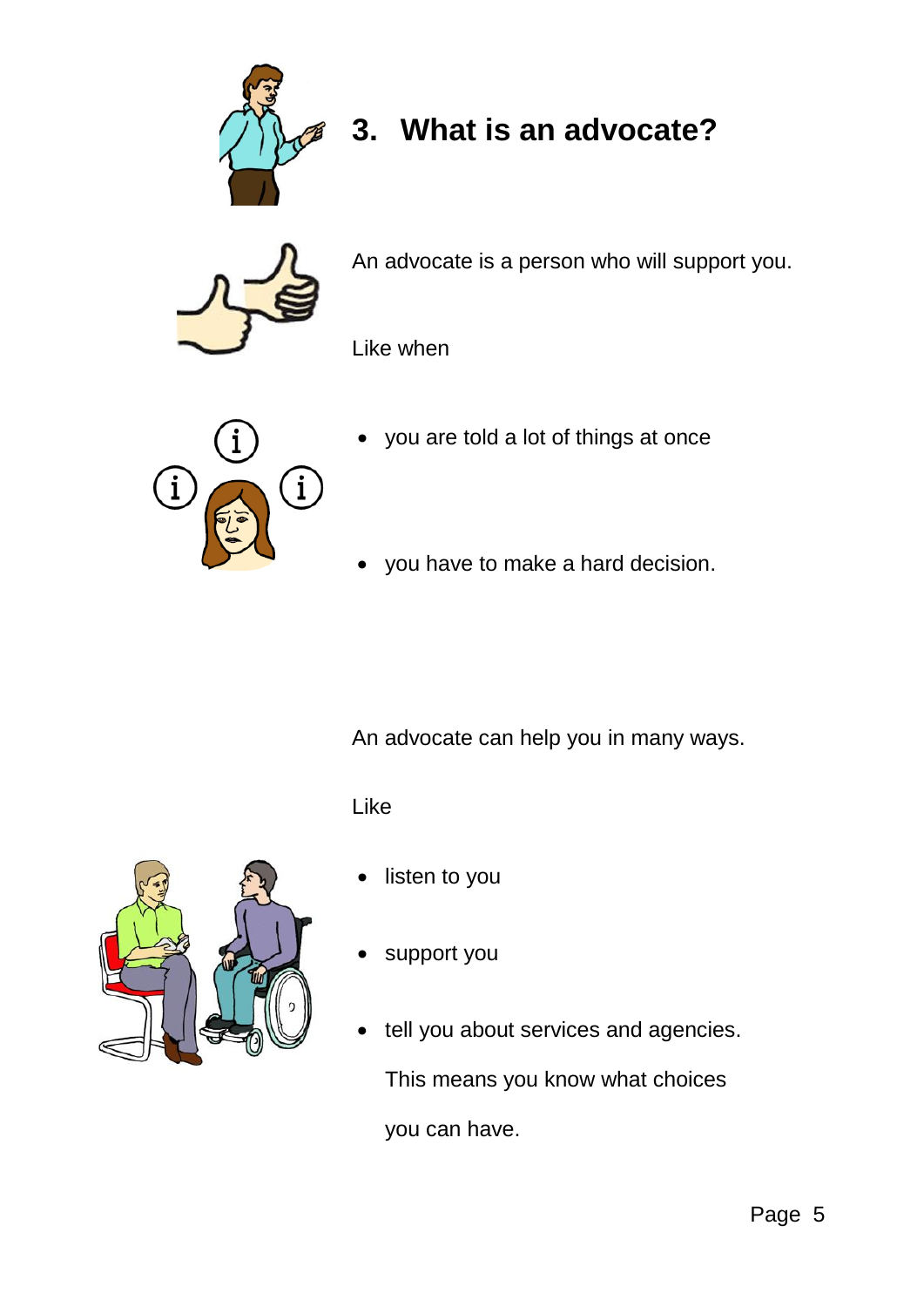## 3. What is an advocate?

An advocate is a person who will support you.

Like when

- you are told a lot of things at once
- you have to make a hard decision.

An advocate can help you in many ways.

Like

- listen to you
- support you
- tell you about services and agencies.

  This means you know what choices you can have.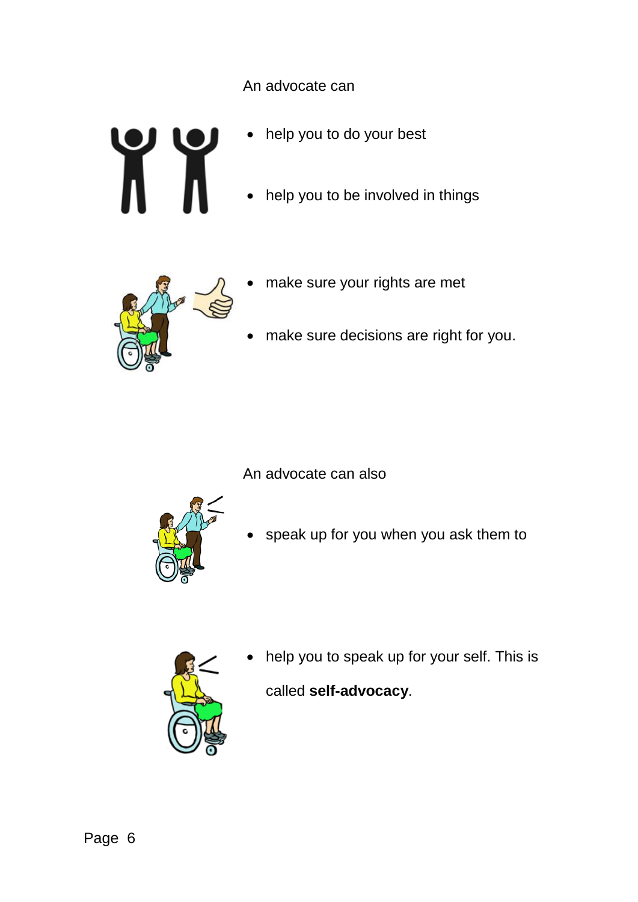An advocate can

- help you to do your best
- help you to be involved in things
- make sure your rights are met
- make sure decisions are right for you.

An advocate can also

- speak up for you when you ask them to
- help you to speak up for your self. This is called **self-advocacy**.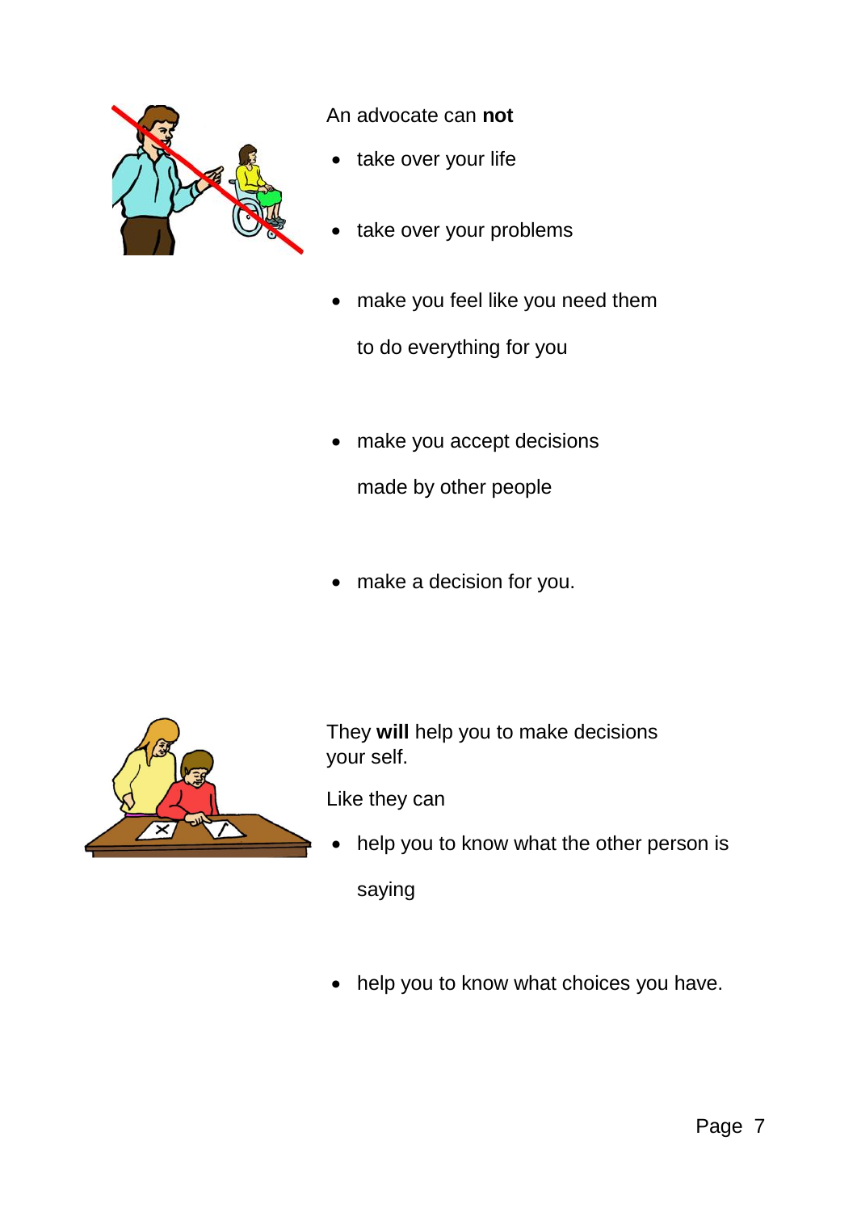An advocate can **not**

- take over your life
- take over your problems
- make you feel like you need them to do everything for you
- make you accept decisions made by other people
- make a decision for you.

They **will** help you to make decisions your self.

Like they can

- help you to know what the other person is saying
- help you to know what choices you have.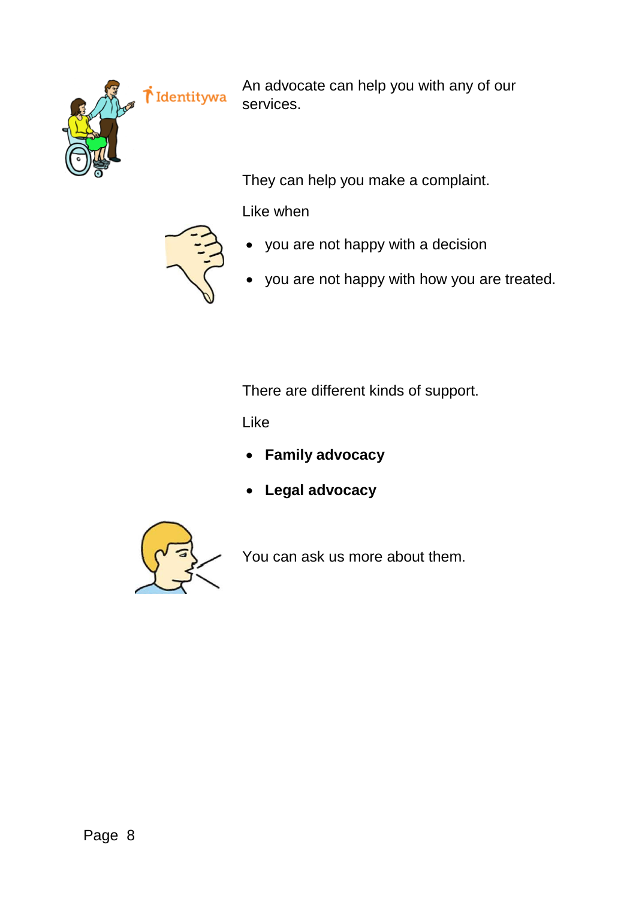An advocate can help you with any of our services.

They can help you make a complaint.

Like when

- you are not happy with a decision
- you are not happy with how you are treated.

There are different kinds of support.

Like

- **Family advocacy**
- **Legal advocacy**

You can ask us more about them.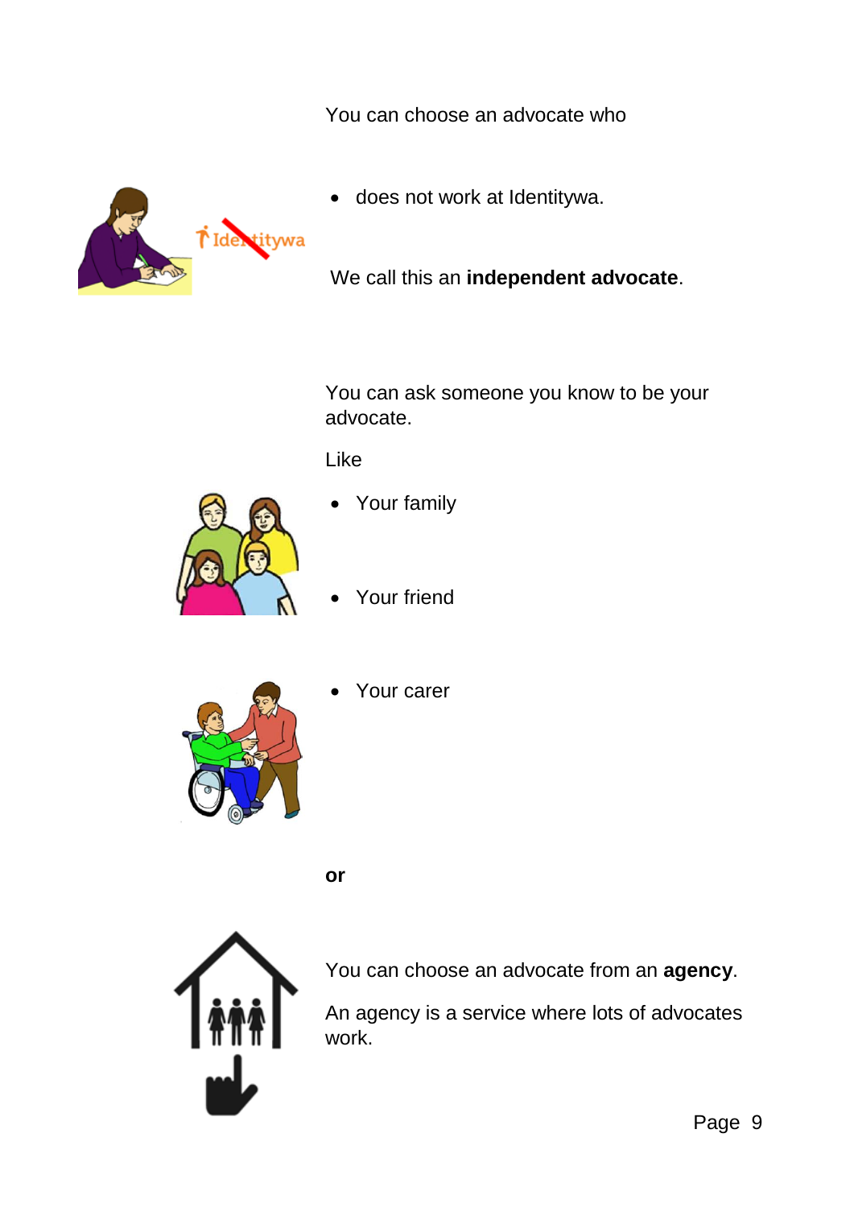You can choose an advocate who

- does not work at Identitywa.

We call this an **independent advocate**.

You can ask someone you know to be your advocate.

Like

- Your family
- Your friend
- Your carer

**or**

You can choose an advocate from an **agency**.

An agency is a service where lots of advocates work.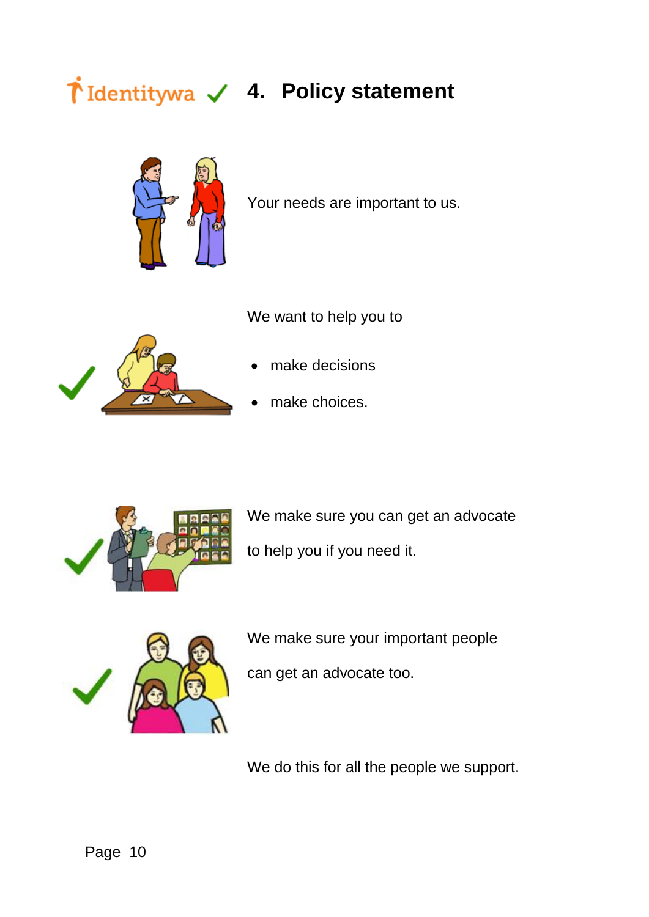# 4. Policy statement

Your needs are important to us.

We want to help you to

- make decisions
- make choices.

We make sure you can get an advocate to help you if you need it.

We make sure your important people can get an advocate too.

We do this for all the people we support.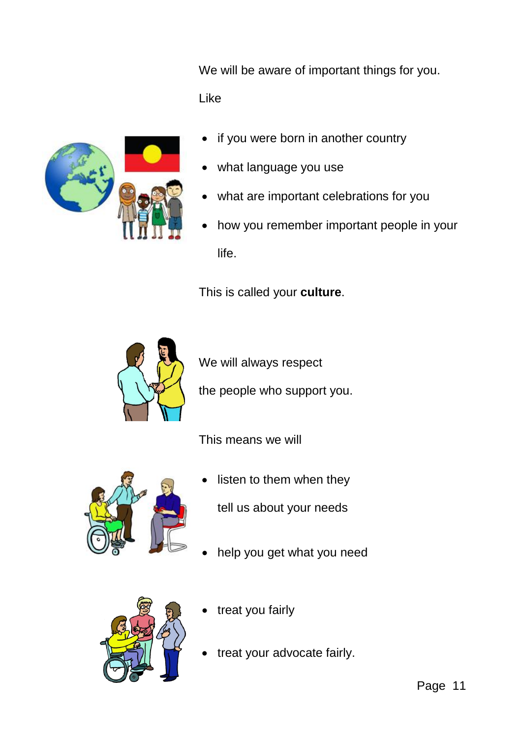We will be aware of important things for you.

Like

- if you were born in another country
- what language you use
- what are important celebrations for you
- how you remember important people in your life.

This is called your **culture**.

We will always respect the people who support you.

This means we will

- listen to them when they tell us about your needs
- help you get what you need
- treat you fairly
- treat your advocate fairly.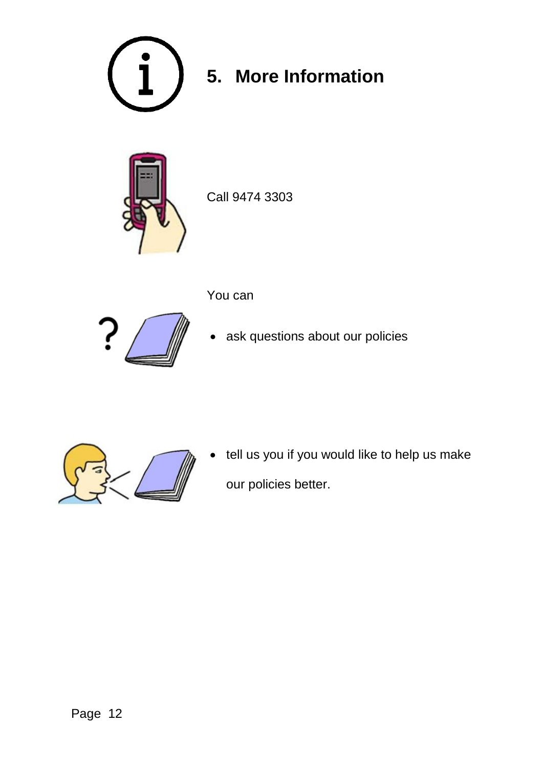# 5. More Information

Call 9474 3303

You can

- ask questions about our policies
- tell us you if you would like to help us make our policies better.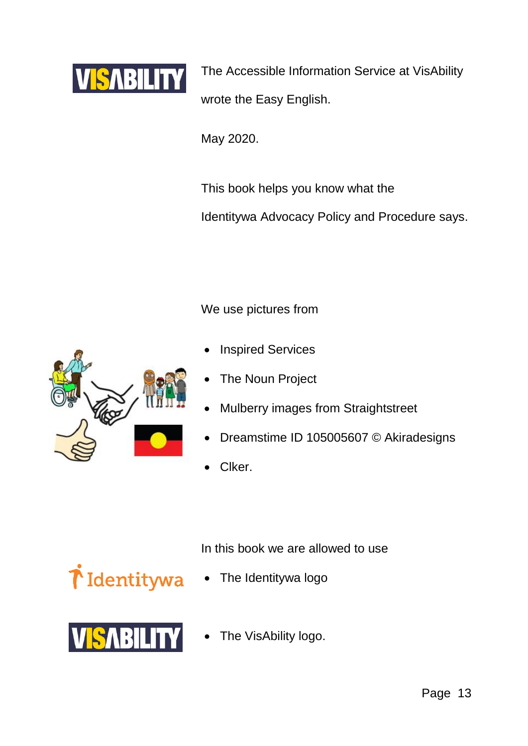The Accessible Information Service at VisAbility wrote the Easy English.

May 2020.

This book helps you know what the Identitywa Advocacy Policy and Procedure says.

We use pictures from

- Inspired Services
- The Noun Project
- Mulberry images from Straightstreet
- Dreamstime ID 105005607 © Akiradesigns
- Clker.

In this book we are allowed to use

- The Identitywa logo
- The VisAbility logo.